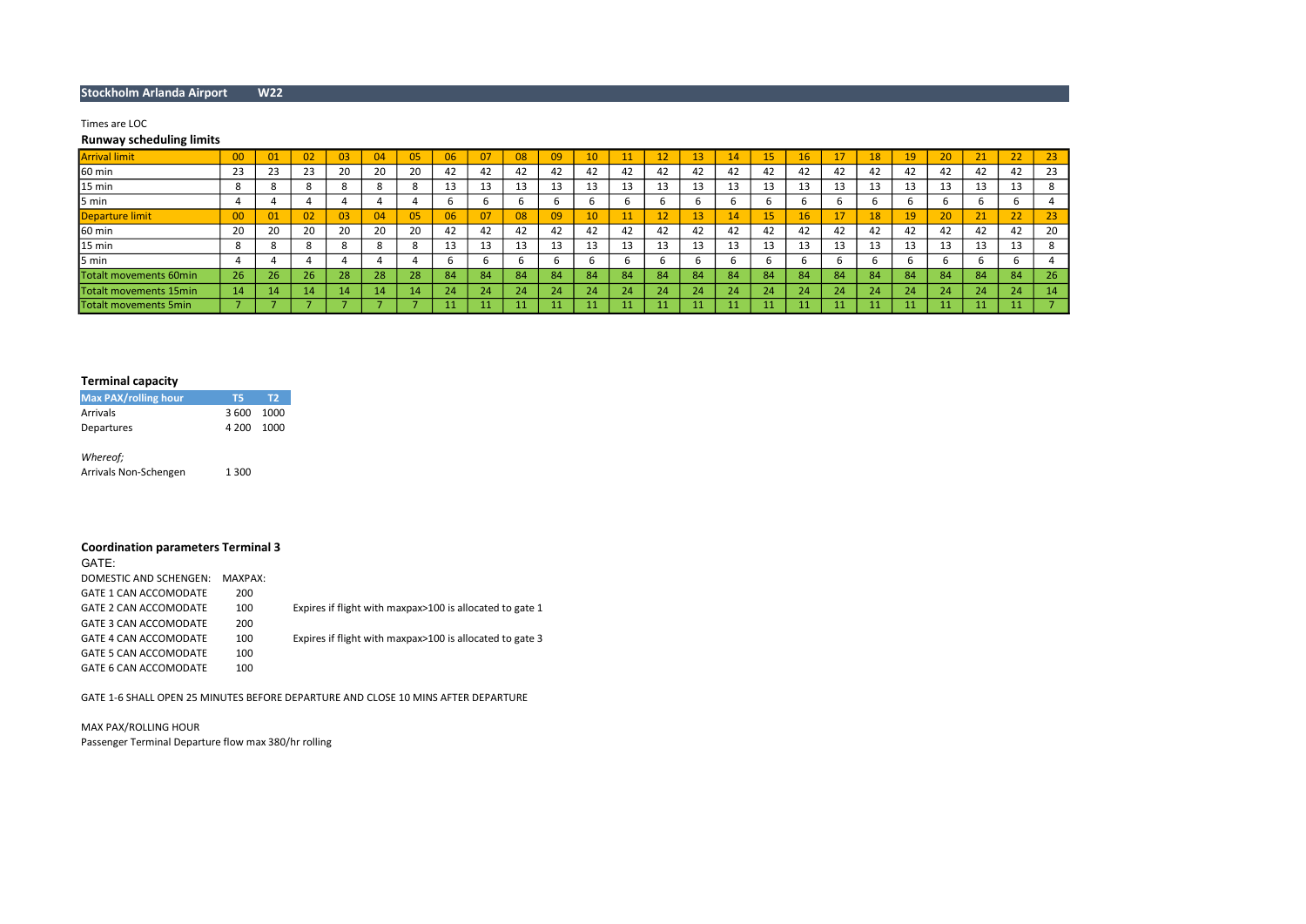**Stockholm Arlanda Airport W22**

Times are LOC

### Runway scheduling limits

| Arrival limit | 00 | 01 | 02 | 03 | 04 | 05 | 06 | 07 | 08 | 09 | 10 | 11 | 12 | 13 | 14 | 15 | 16 | 17 | 18 | 19 | 20 | 21 | 22 | 23 |
|---|---|---|---|---|---|---|---|---|---|---|---|---|---|---|---|---|---|---|---|---|---|---|---|---|
| 60 min | 23 | 23 | 23 | 20 | 20 | 20 | 42 | 42 | 42 | 42 | 42 | 42 | 42 | 42 | 42 | 42 | 42 | 42 | 42 | 42 | 42 | 42 | 42 | 23 |
| 15 min | 8 | 8 | 8 | 8 | 8 | 8 | 13 | 13 | 13 | 13 | 13 | 13 | 13 | 13 | 13 | 13 | 13 | 13 | 13 | 13 | 13 | 13 | 13 | 8 |
| 5 min | 4 | 4 | 4 | 4 | 4 | 4 | 6 | 6 | 6 | 6 | 6 | 6 | 6 | 6 | 6 | 6 | 6 | 6 | 6 | 6 | 6 | 6 | 6 | 4 |
| Departure limit | 00 | 01 | 02 | 03 | 04 | 05 | 06 | 07 | 08 | 09 | 10 | 11 | 12 | 13 | 14 | 15 | 16 | 17 | 18 | 19 | 20 | 21 | 22 | 23 |
| 60 min | 20 | 20 | 20 | 20 | 20 | 20 | 42 | 42 | 42 | 42 | 42 | 42 | 42 | 42 | 42 | 42 | 42 | 42 | 42 | 42 | 42 | 42 | 42 | 20 |
| 15 min | 8 | 8 | 8 | 8 | 8 | 8 | 13 | 13 | 13 | 13 | 13 | 13 | 13 | 13 | 13 | 13 | 13 | 13 | 13 | 13 | 13 | 13 | 13 | 8 |
| 5 min | 4 | 4 | 4 | 4 | 4 | 4 | 6 | 6 | 6 | 6 | 6 | 6 | 6 | 6 | 6 | 6 | 6 | 6 | 6 | 6 | 6 | 6 | 6 | 4 |
| Totalt movements 60min | 26 | 26 | 26 | 28 | 28 | 28 | 84 | 84 | 84 | 84 | 84 | 84 | 84 | 84 | 84 | 84 | 84 | 84 | 84 | 84 | 84 | 84 | 84 | 26 |
| Totalt movements 15min | 14 | 14 | 14 | 14 | 14 | 14 | 24 | 24 | 24 | 24 | 24 | 24 | 24 | 24 | 24 | 24 | 24 | 24 | 24 | 24 | 24 | 24 | 24 | 14 |
| Totalt movements 5min | 7 | 7 | 7 | 7 | 7 | 7 | 11 | 11 | 11 | 11 | 11 | 11 | 11 | 11 | 11 | 11 | 11 | 11 | 11 | 11 | 11 | 11 | 11 | 7 |

### Terminal capacity

| Max PAX/rolling hour | T5 | T2 |
|---|---|---|
| Arrivals | 3 600 | 1000 |
| Departures | 4 200 | 1000 |

*Whereof;*

Arrivals Non-Schengen 1 300

### Coordination parameters Terminal 3

GATE:

| DOMESTIC AND SCHENGEN: | MAXPAX: | |
|---|---|---|
| GATE 1 CAN ACCOMODATE | 200 | |
| GATE 2 CAN ACCOMODATE | 100 | Expires if flight with maxpax>100 is allocated to gate 1 |
| GATE 3 CAN ACCOMODATE | 200 | |
| GATE 4 CAN ACCOMODATE | 100 | Expires if flight with maxpax>100 is allocated to gate 3 |
| GATE 5 CAN ACCOMODATE | 100 | |
| GATE 6 CAN ACCOMODATE | 100 | |

GATE 1-6 SHALL OPEN 25 MINUTES BEFORE DEPARTURE AND CLOSE 10 MINS AFTER DEPARTURE

MAX PAX/ROLLING HOUR

Passenger Terminal Departure flow max 380/hr rolling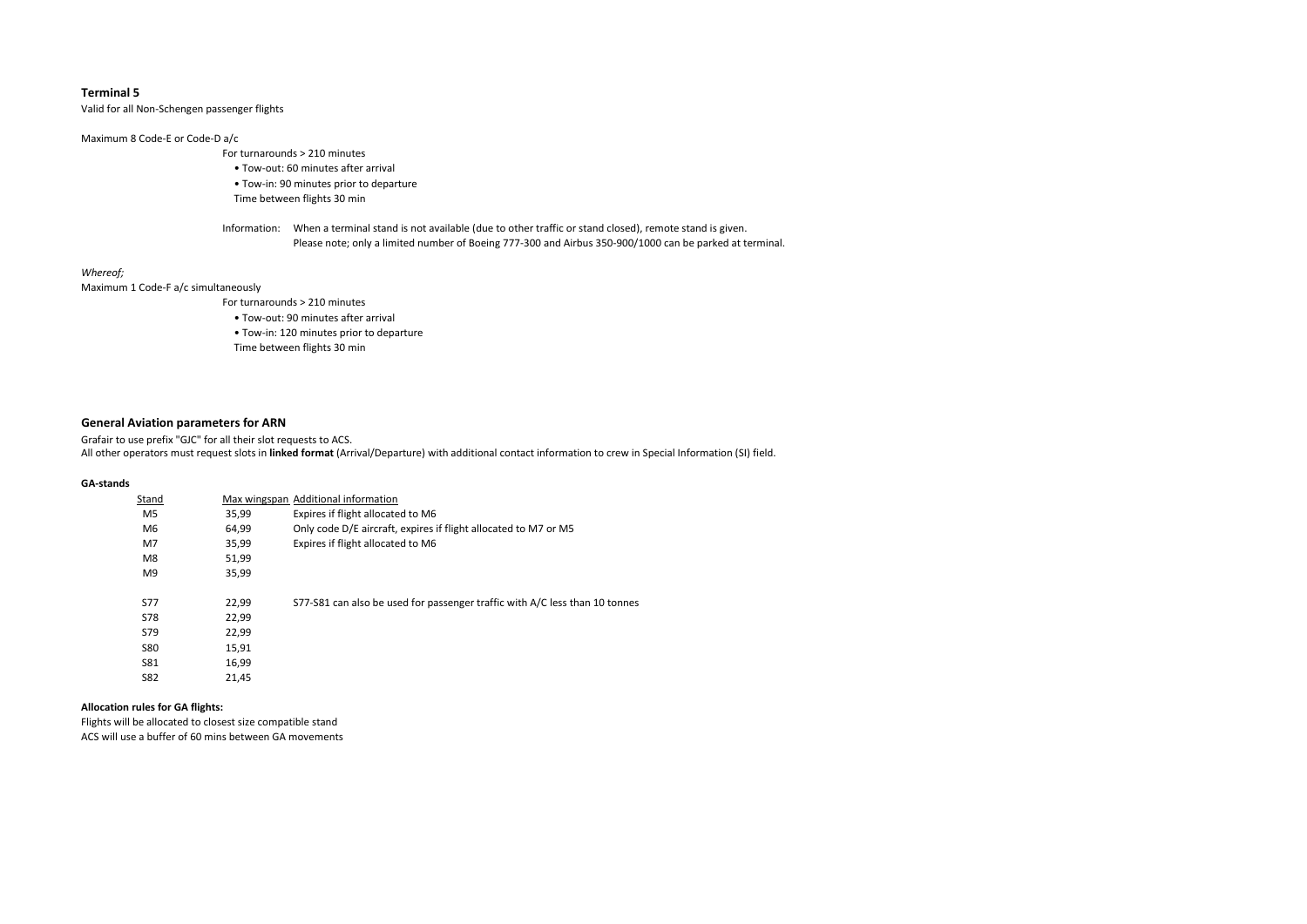## Terminal 5

Valid for all Non-Schengen passenger flights

Maximum 8 Code-E or Code-D a/c

For turnarounds > 210 minutes

- Tow-out: 60 minutes after arrival
- Tow-in: 90 minutes prior to departure

Time between flights 30 min

Information: When a terminal stand is not available (due to other traffic or stand closed), remote stand is given.
Please note; only a limited number of Boeing 777-300 and Airbus 350-900/1000 can be parked at terminal.

*Whereof;*

Maximum 1 Code-F a/c simultaneously

For turnarounds > 210 minutes

- Tow-out: 90 minutes after arrival
- Tow-in: 120 minutes prior to departure

Time between flights 30 min

## General Aviation parameters for ARN

Grafair to use prefix "GJC" for all their slot requests to ACS.
All other operators must request slots in **linked format** (Arrival/Departure) with additional contact information to crew in Special Information (SI) field.

**GA-stands**

| Stand | Max wingspan | Additional information |
|---|---|---|
| M5 | 35,99 | Expires if flight allocated to M6 |
| M6 | 64,99 | Only code D/E aircraft, expires if flight allocated to M7 or M5 |
| M7 | 35,99 | Expires if flight allocated to M6 |
| M8 | 51,99 | |
| M9 | 35,99 | |
| S77 | 22,99 | S77-S81 can also be used for passenger traffic with A/C less than 10 tonnes |
| S78 | 22,99 | |
| S79 | 22,99 | |
| S80 | 15,91 | |
| S81 | 16,99 | |
| S82 | 21,45 | |

**Allocation rules for GA flights:**

Flights will be allocated to closest size compatible stand
ACS will use a buffer of 60 mins between GA movements